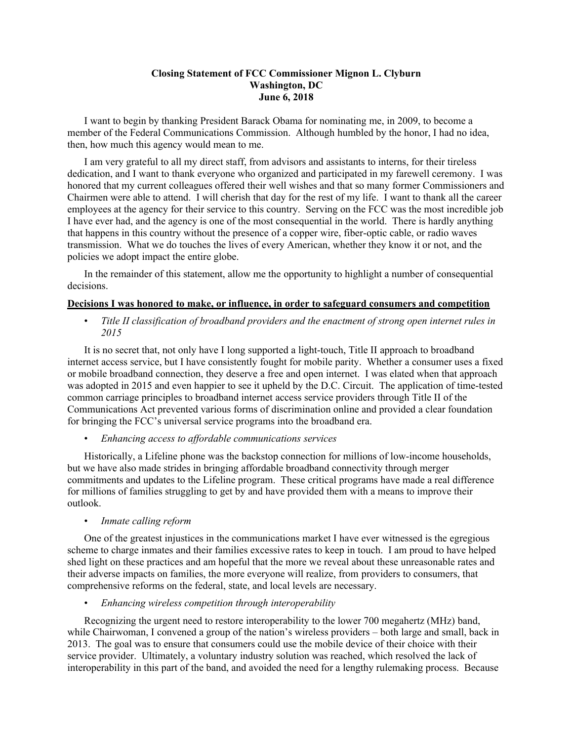**Closing Statement of FCC Commissioner Mignon L. Clyburn**
**Washington, DC**
**June 6, 2018**

I want to begin by thanking President Barack Obama for nominating me, in 2009, to become a member of the Federal Communications Commission. Although humbled by the honor, I had no idea, then, how much this agency would mean to me.

I am very grateful to all my direct staff, from advisors and assistants to interns, for their tireless dedication, and I want to thank everyone who organized and participated in my farewell ceremony. I was honored that my current colleagues offered their well wishes and that so many former Commissioners and Chairmen were able to attend. I will cherish that day for the rest of my life. I want to thank all the career employees at the agency for their service to this country. Serving on the FCC was the most incredible job I have ever had, and the agency is one of the most consequential in the world. There is hardly anything that happens in this country without the presence of a copper wire, fiber-optic cable, or radio waves transmission. What we do touches the lives of every American, whether they know it or not, and the policies we adopt impact the entire globe.

In the remainder of this statement, allow me the opportunity to highlight a number of consequential decisions.

**<u>Decisions I was honored to make, or influence, in order to safeguard consumers and competition</u>**

- *Title II classification of broadband providers and the enactment of strong open internet rules in 2015*

It is no secret that, not only have I long supported a light-touch, Title II approach to broadband internet access service, but I have consistently fought for mobile parity. Whether a consumer uses a fixed or mobile broadband connection, they deserve a free and open internet. I was elated when that approach was adopted in 2015 and even happier to see it upheld by the D.C. Circuit. The application of time-tested common carriage principles to broadband internet access service providers through Title II of the Communications Act prevented various forms of discrimination online and provided a clear foundation for bringing the FCC's universal service programs into the broadband era.

- *Enhancing access to affordable communications services*

Historically, a Lifeline phone was the backstop connection for millions of low-income households, but we have also made strides in bringing affordable broadband connectivity through merger commitments and updates to the Lifeline program. These critical programs have made a real difference for millions of families struggling to get by and have provided them with a means to improve their outlook.

- *Inmate calling reform*

One of the greatest injustices in the communications market I have ever witnessed is the egregious scheme to charge inmates and their families excessive rates to keep in touch. I am proud to have helped shed light on these practices and am hopeful that the more we reveal about these unreasonable rates and their adverse impacts on families, the more everyone will realize, from providers to consumers, that comprehensive reforms on the federal, state, and local levels are necessary.

- *Enhancing wireless competition through interoperability*

Recognizing the urgent need to restore interoperability to the lower 700 megahertz (MHz) band, while Chairwoman, I convened a group of the nation's wireless providers – both large and small, back in 2013. The goal was to ensure that consumers could use the mobile device of their choice with their service provider. Ultimately, a voluntary industry solution was reached, which resolved the lack of interoperability in this part of the band, and avoided the need for a lengthy rulemaking process. Because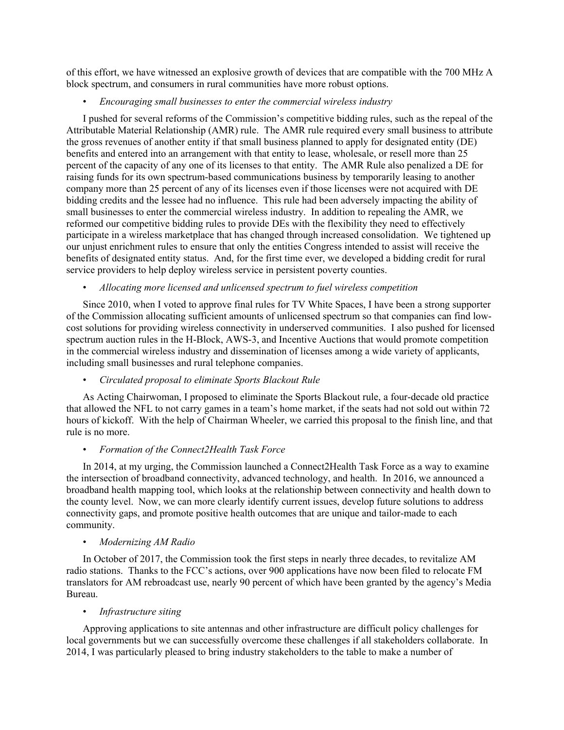of this effort, we have witnessed an explosive growth of devices that are compatible with the 700 MHz A block spectrum, and consumers in rural communities have more robust options.

- *Encouraging small businesses to enter the commercial wireless industry*

I pushed for several reforms of the Commission's competitive bidding rules, such as the repeal of the Attributable Material Relationship (AMR) rule. The AMR rule required every small business to attribute the gross revenues of another entity if that small business planned to apply for designated entity (DE) benefits and entered into an arrangement with that entity to lease, wholesale, or resell more than 25 percent of the capacity of any one of its licenses to that entity. The AMR Rule also penalized a DE for raising funds for its own spectrum-based communications business by temporarily leasing to another company more than 25 percent of any of its licenses even if those licenses were not acquired with DE bidding credits and the lessee had no influence. This rule had been adversely impacting the ability of small businesses to enter the commercial wireless industry. In addition to repealing the AMR, we reformed our competitive bidding rules to provide DEs with the flexibility they need to effectively participate in a wireless marketplace that has changed through increased consolidation. We tightened up our unjust enrichment rules to ensure that only the entities Congress intended to assist will receive the benefits of designated entity status. And, for the first time ever, we developed a bidding credit for rural service providers to help deploy wireless service in persistent poverty counties.

- *Allocating more licensed and unlicensed spectrum to fuel wireless competition*

Since 2010, when I voted to approve final rules for TV White Spaces, I have been a strong supporter of the Commission allocating sufficient amounts of unlicensed spectrum so that companies can find low-cost solutions for providing wireless connectivity in underserved communities. I also pushed for licensed spectrum auction rules in the H-Block, AWS-3, and Incentive Auctions that would promote competition in the commercial wireless industry and dissemination of licenses among a wide variety of applicants, including small businesses and rural telephone companies.

- *Circulated proposal to eliminate Sports Blackout Rule*

As Acting Chairwoman, I proposed to eliminate the Sports Blackout rule, a four-decade old practice that allowed the NFL to not carry games in a team's home market, if the seats had not sold out within 72 hours of kickoff. With the help of Chairman Wheeler, we carried this proposal to the finish line, and that rule is no more.

- *Formation of the Connect2Health Task Force*

In 2014, at my urging, the Commission launched a Connect2Health Task Force as a way to examine the intersection of broadband connectivity, advanced technology, and health. In 2016, we announced a broadband health mapping tool, which looks at the relationship between connectivity and health down to the county level. Now, we can more clearly identify current issues, develop future solutions to address connectivity gaps, and promote positive health outcomes that are unique and tailor-made to each community.

- *Modernizing AM Radio*

In October of 2017, the Commission took the first steps in nearly three decades, to revitalize AM radio stations. Thanks to the FCC's actions, over 900 applications have now been filed to relocate FM translators for AM rebroadcast use, nearly 90 percent of which have been granted by the agency's Media Bureau.

- *Infrastructure siting*

Approving applications to site antennas and other infrastructure are difficult policy challenges for local governments but we can successfully overcome these challenges if all stakeholders collaborate. In 2014, I was particularly pleased to bring industry stakeholders to the table to make a number of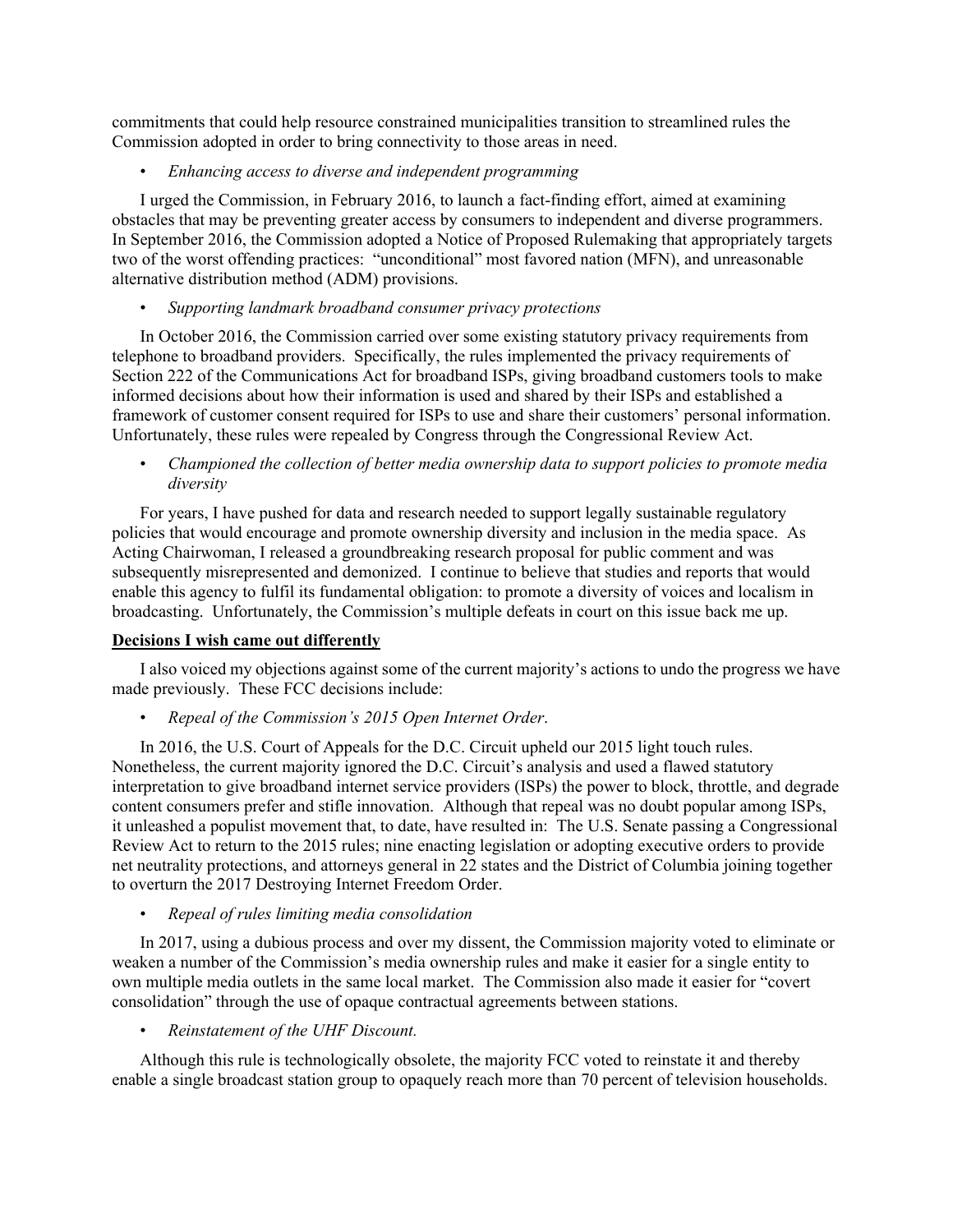commitments that could help resource constrained municipalities transition to streamlined rules the Commission adopted in order to bring connectivity to those areas in need.

- *Enhancing access to diverse and independent programming*

I urged the Commission, in February 2016, to launch a fact-finding effort, aimed at examining obstacles that may be preventing greater access by consumers to independent and diverse programmers. In September 2016, the Commission adopted a Notice of Proposed Rulemaking that appropriately targets two of the worst offending practices: "unconditional" most favored nation (MFN), and unreasonable alternative distribution method (ADM) provisions.

- *Supporting landmark broadband consumer privacy protections*

In October 2016, the Commission carried over some existing statutory privacy requirements from telephone to broadband providers. Specifically, the rules implemented the privacy requirements of Section 222 of the Communications Act for broadband ISPs, giving broadband customers tools to make informed decisions about how their information is used and shared by their ISPs and established a framework of customer consent required for ISPs to use and share their customers' personal information. Unfortunately, these rules were repealed by Congress through the Congressional Review Act.

- *Championed the collection of better media ownership data to support policies to promote media diversity*

For years, I have pushed for data and research needed to support legally sustainable regulatory policies that would encourage and promote ownership diversity and inclusion in the media space. As Acting Chairwoman, I released a groundbreaking research proposal for public comment and was subsequently misrepresented and demonized. I continue to believe that studies and reports that would enable this agency to fulfil its fundamental obligation: to promote a diversity of voices and localism in broadcasting. Unfortunately, the Commission's multiple defeats in court on this issue back me up.

**Decisions I wish came out differently**

I also voiced my objections against some of the current majority's actions to undo the progress we have made previously. These FCC decisions include:

- *Repeal of the Commission's 2015 Open Internet Order*.

In 2016, the U.S. Court of Appeals for the D.C. Circuit upheld our 2015 light touch rules. Nonetheless, the current majority ignored the D.C. Circuit's analysis and used a flawed statutory interpretation to give broadband internet service providers (ISPs) the power to block, throttle, and degrade content consumers prefer and stifle innovation. Although that repeal was no doubt popular among ISPs, it unleashed a populist movement that, to date, have resulted in: The U.S. Senate passing a Congressional Review Act to return to the 2015 rules; nine enacting legislation or adopting executive orders to provide net neutrality protections, and attorneys general in 22 states and the District of Columbia joining together to overturn the 2017 Destroying Internet Freedom Order.

- *Repeal of rules limiting media consolidation*

In 2017, using a dubious process and over my dissent, the Commission majority voted to eliminate or weaken a number of the Commission's media ownership rules and make it easier for a single entity to own multiple media outlets in the same local market. The Commission also made it easier for "covert consolidation" through the use of opaque contractual agreements between stations.

- *Reinstatement of the UHF Discount.*

Although this rule is technologically obsolete, the majority FCC voted to reinstate it and thereby enable a single broadcast station group to opaquely reach more than 70 percent of television households.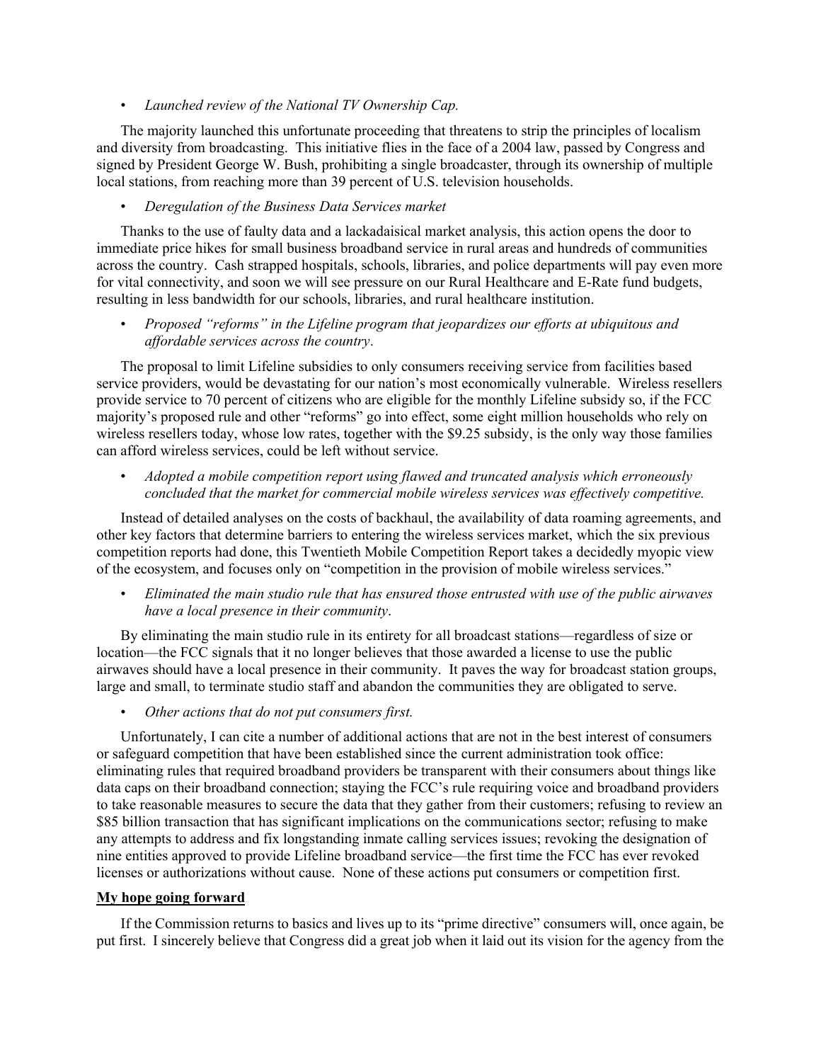- *Launched review of the National TV Ownership Cap.*

The majority launched this unfortunate proceeding that threatens to strip the principles of localism and diversity from broadcasting. This initiative flies in the face of a 2004 law, passed by Congress and signed by President George W. Bush, prohibiting a single broadcaster, through its ownership of multiple local stations, from reaching more than 39 percent of U.S. television households.

- *Deregulation of the Business Data Services market*

Thanks to the use of faulty data and a lackadaisical market analysis, this action opens the door to immediate price hikes for small business broadband service in rural areas and hundreds of communities across the country. Cash strapped hospitals, schools, libraries, and police departments will pay even more for vital connectivity, and soon we will see pressure on our Rural Healthcare and E-Rate fund budgets, resulting in less bandwidth for our schools, libraries, and rural healthcare institution.

- *Proposed "reforms" in the Lifeline program that jeopardizes our efforts at ubiquitous and affordable services across the country*.

The proposal to limit Lifeline subsidies to only consumers receiving service from facilities based service providers, would be devastating for our nation's most economically vulnerable. Wireless resellers provide service to 70 percent of citizens who are eligible for the monthly Lifeline subsidy so, if the FCC majority's proposed rule and other "reforms" go into effect, some eight million households who rely on wireless resellers today, whose low rates, together with the $9.25 subsidy, is the only way those families can afford wireless services, could be left without service.

- *Adopted a mobile competition report using flawed and truncated analysis which erroneously concluded that the market for commercial mobile wireless services was effectively competitive.*

Instead of detailed analyses on the costs of backhaul, the availability of data roaming agreements, and other key factors that determine barriers to entering the wireless services market, which the six previous competition reports had done, this Twentieth Mobile Competition Report takes a decidedly myopic view of the ecosystem, and focuses only on "competition in the provision of mobile wireless services."

- *Eliminated the main studio rule that has ensured those entrusted with use of the public airwaves have a local presence in their community*.

By eliminating the main studio rule in its entirety for all broadcast stations—regardless of size or location—the FCC signals that it no longer believes that those awarded a license to use the public airwaves should have a local presence in their community. It paves the way for broadcast station groups, large and small, to terminate studio staff and abandon the communities they are obligated to serve.

- *Other actions that do not put consumers first.*

Unfortunately, I can cite a number of additional actions that are not in the best interest of consumers or safeguard competition that have been established since the current administration took office: eliminating rules that required broadband providers be transparent with their consumers about things like data caps on their broadband connection; staying the FCC's rule requiring voice and broadband providers to take reasonable measures to secure the data that they gather from their customers; refusing to review an $85 billion transaction that has significant implications on the communications sector; refusing to make any attempts to address and fix longstanding inmate calling services issues; revoking the designation of nine entities approved to provide Lifeline broadband service—the first time the FCC has ever revoked licenses or authorizations without cause. None of these actions put consumers or competition first.

**My hope going forward**

If the Commission returns to basics and lives up to its "prime directive" consumers will, once again, be put first. I sincerely believe that Congress did a great job when it laid out its vision for the agency from the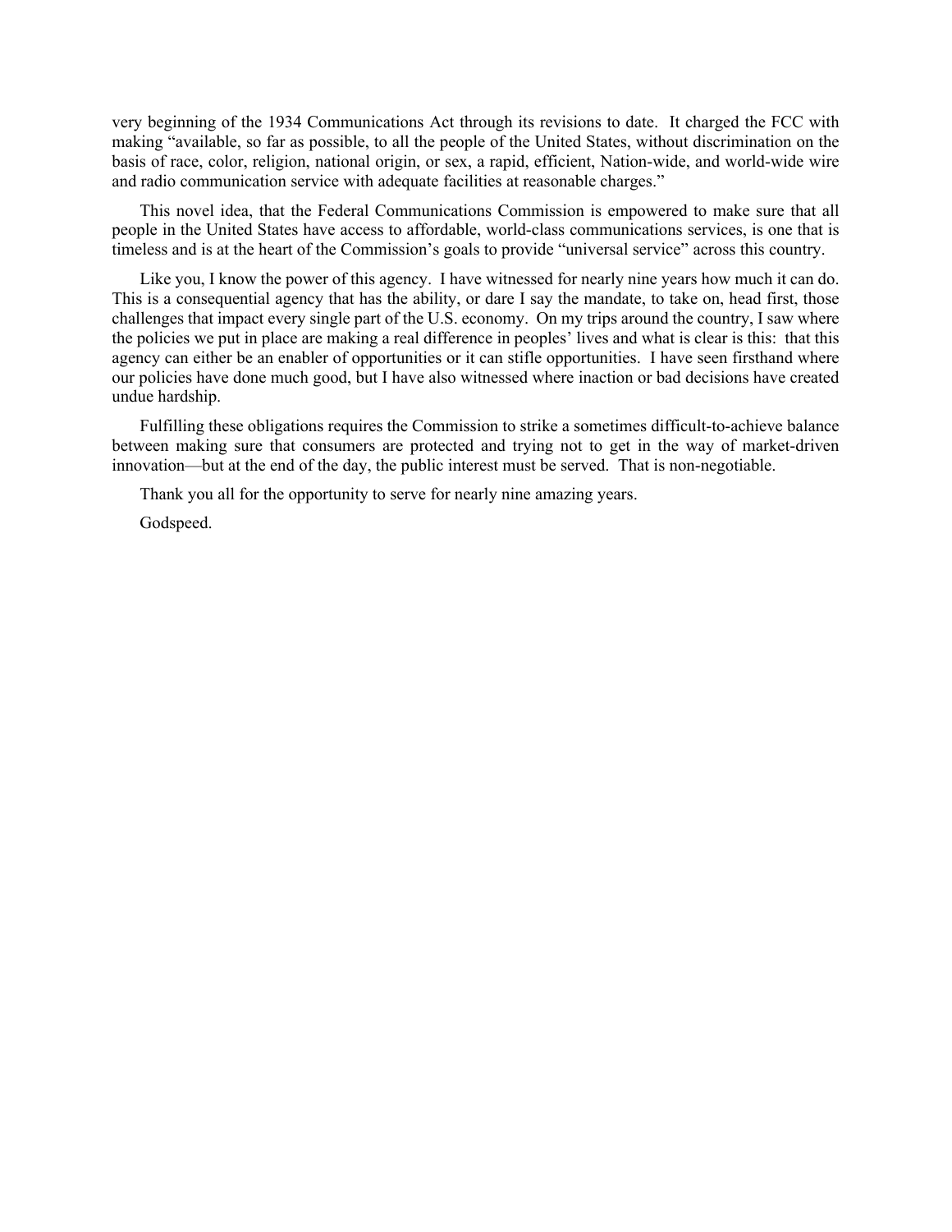very beginning of the 1934 Communications Act through its revisions to date. It charged the FCC with making "available, so far as possible, to all the people of the United States, without discrimination on the basis of race, color, religion, national origin, or sex, a rapid, efficient, Nation-wide, and world-wide wire and radio communication service with adequate facilities at reasonable charges."

This novel idea, that the Federal Communications Commission is empowered to make sure that all people in the United States have access to affordable, world-class communications services, is one that is timeless and is at the heart of the Commission's goals to provide "universal service" across this country.

Like you, I know the power of this agency. I have witnessed for nearly nine years how much it can do. This is a consequential agency that has the ability, or dare I say the mandate, to take on, head first, those challenges that impact every single part of the U.S. economy. On my trips around the country, I saw where the policies we put in place are making a real difference in peoples' lives and what is clear is this: that this agency can either be an enabler of opportunities or it can stifle opportunities. I have seen firsthand where our policies have done much good, but I have also witnessed where inaction or bad decisions have created undue hardship.

Fulfilling these obligations requires the Commission to strike a sometimes difficult-to-achieve balance between making sure that consumers are protected and trying not to get in the way of market-driven innovation—but at the end of the day, the public interest must be served. That is non-negotiable.

Thank you all for the opportunity to serve for nearly nine amazing years.

Godspeed.